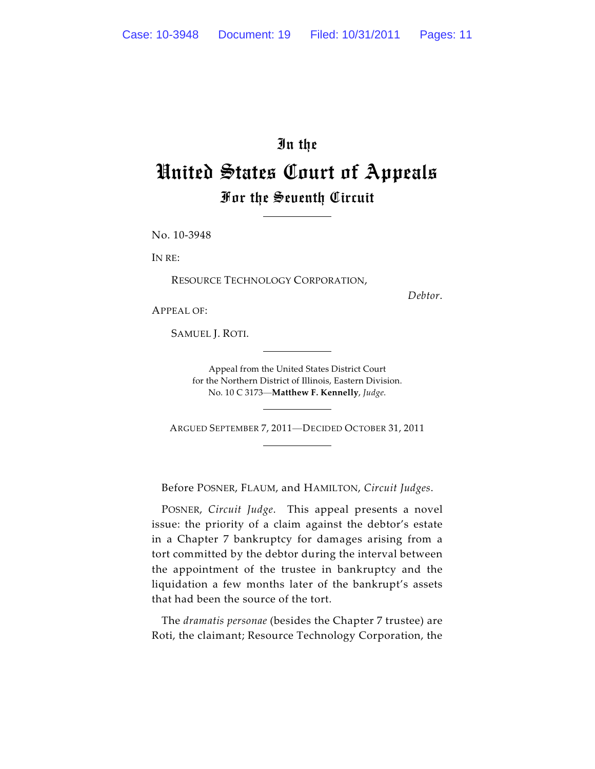# In the
# United States Court of Appeals
## For the Seventh Circuit

No. 10-3948

IN RE:

RESOURCE TECHNOLOGY CORPORATION,

*Debtor.*

APPEAL OF:

SAMUEL J. ROTI.

Appeal from the United States District Court
for the Northern District of Illinois, Eastern Division.
No. 10 C 3173—**Matthew F. Kennelly**, *Judge.*

ARGUED SEPTEMBER 7, 2011—DECIDED OCTOBER 31, 2011

Before POSNER, FLAUM, and HAMILTON, *Circuit Judges*.

POSNER, *Circuit Judge*. This appeal presents a novel issue: the priority of a claim against the debtor's estate in a Chapter 7 bankruptcy for damages arising from a tort committed by the debtor during the interval between the appointment of the trustee in bankruptcy and the liquidation a few months later of the bankrupt's assets that had been the source of the tort.

The *dramatis personae* (besides the Chapter 7 trustee) are Roti, the claimant; Resource Technology Corporation, the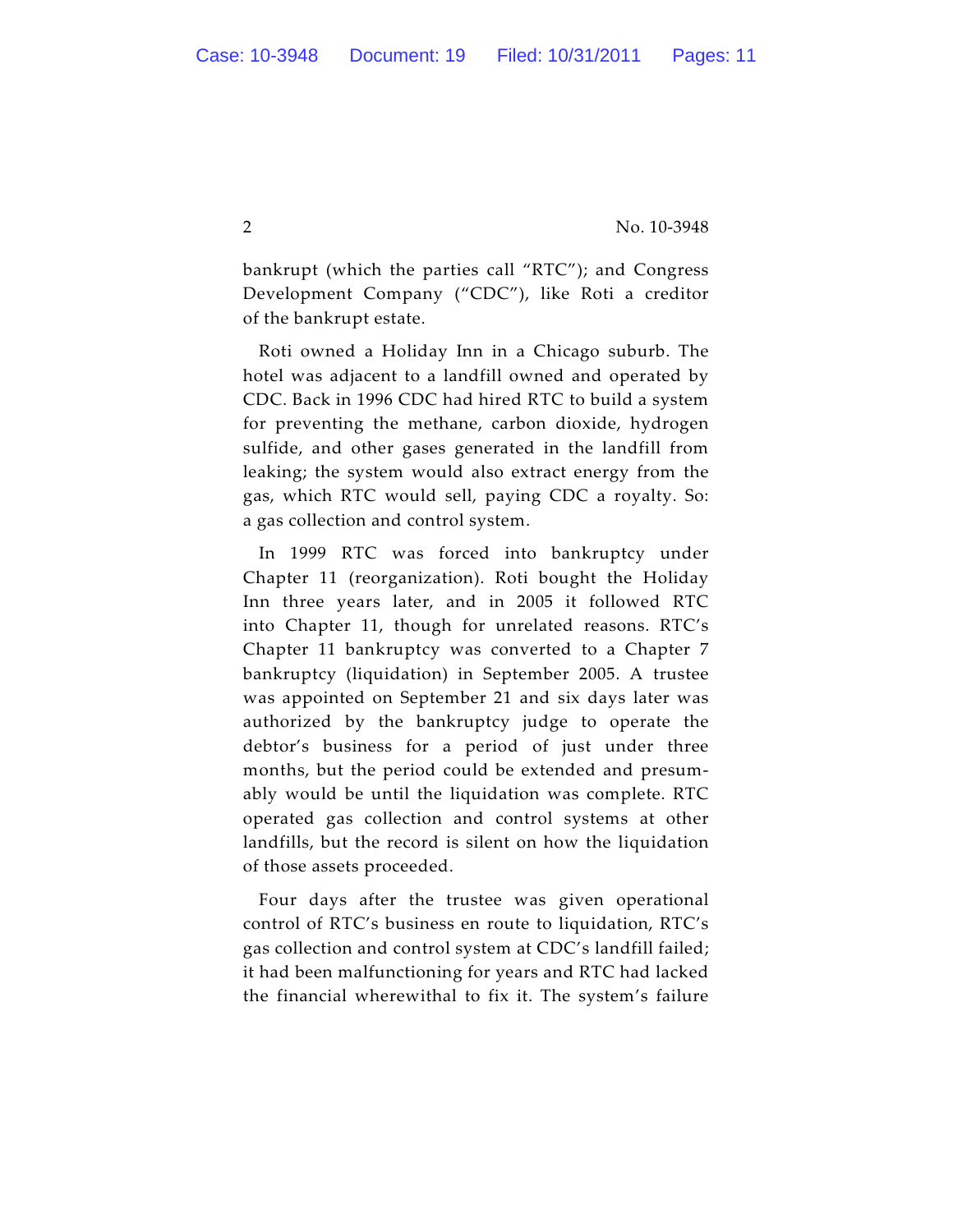bankrupt (which the parties call "RTC"); and Congress Development Company ("CDC"), like Roti a creditor of the bankrupt estate.

Roti owned a Holiday Inn in a Chicago suburb. The hotel was adjacent to a landfill owned and operated by CDC. Back in 1996 CDC had hired RTC to build a system for preventing the methane, carbon dioxide, hydrogen sulfide, and other gases generated in the landfill from leaking; the system would also extract energy from the gas, which RTC would sell, paying CDC a royalty. So: a gas collection and control system.

In 1999 RTC was forced into bankruptcy under Chapter 11 (reorganization). Roti bought the Holiday Inn three years later, and in 2005 it followed RTC into Chapter 11, though for unrelated reasons. RTC's Chapter 11 bankruptcy was converted to a Chapter 7 bankruptcy (liquidation) in September 2005. A trustee was appointed on September 21 and six days later was authorized by the bankruptcy judge to operate the debtor's business for a period of just under three months, but the period could be extended and presumably would be until the liquidation was complete. RTC operated gas collection and control systems at other landfills, but the record is silent on how the liquidation of those assets proceeded.

Four days after the trustee was given operational control of RTC's business en route to liquidation, RTC's gas collection and control system at CDC's landfill failed; it had been malfunctioning for years and RTC had lacked the financial wherewithal to fix it. The system's failure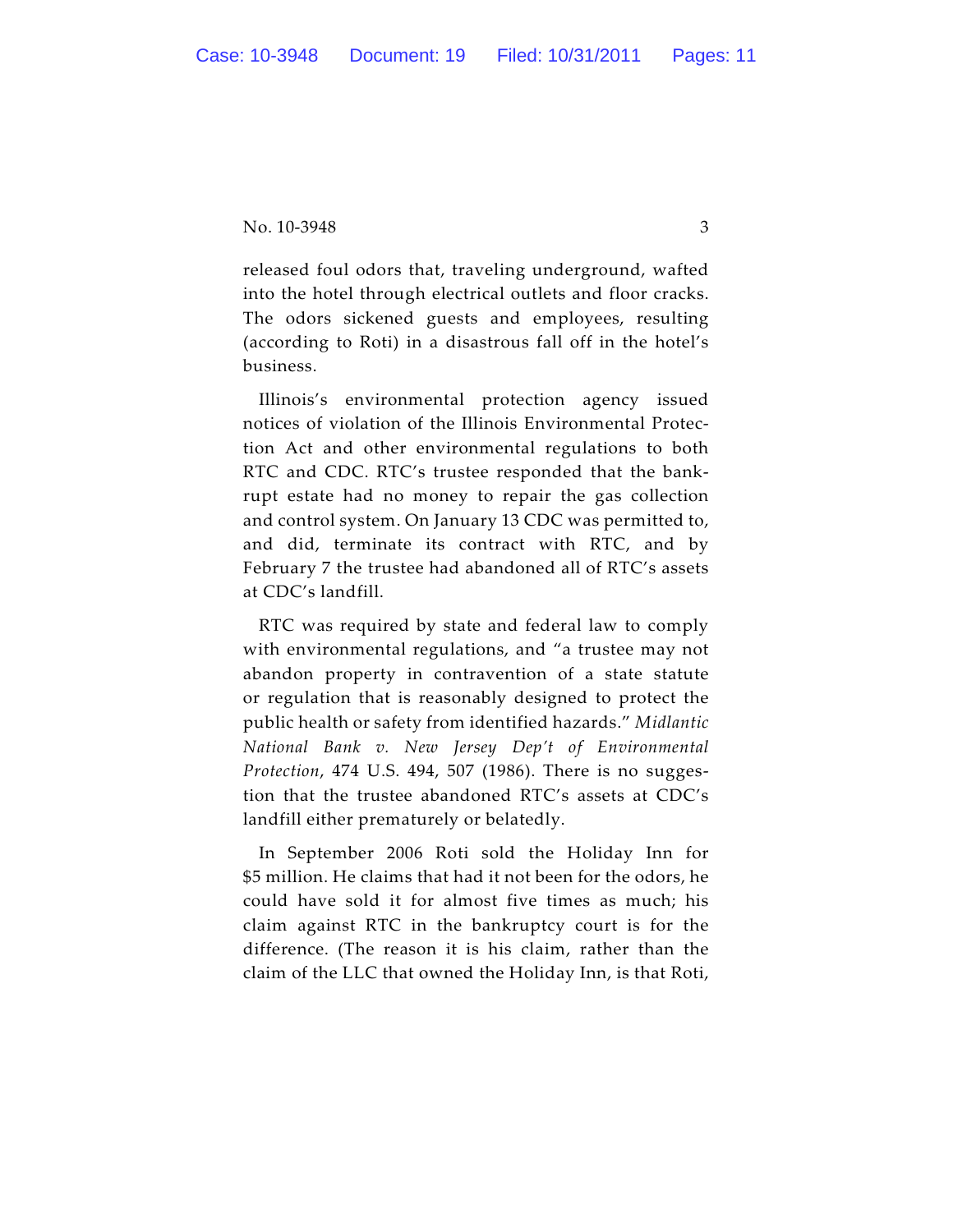released foul odors that, traveling underground, wafted into the hotel through electrical outlets and floor cracks. The odors sickened guests and employees, resulting (according to Roti) in a disastrous fall off in the hotel's business.

Illinois's environmental protection agency issued notices of violation of the Illinois Environmental Protection Act and other environmental regulations to both RTC and CDC. RTC's trustee responded that the bankrupt estate had no money to repair the gas collection and control system. On January 13 CDC was permitted to, and did, terminate its contract with RTC, and by February 7 the trustee had abandoned all of RTC's assets at CDC's landfill.

RTC was required by state and federal law to comply with environmental regulations, and "a trustee may not abandon property in contravention of a state statute or regulation that is reasonably designed to protect the public health or safety from identified hazards." *Midlantic National Bank v. New Jersey Dep't of Environmental Protection*, 474 U.S. 494, 507 (1986). There is no suggestion that the trustee abandoned RTC's assets at CDC's landfill either prematurely or belatedly.

In September 2006 Roti sold the Holiday Inn for $5 million. He claims that had it not been for the odors, he could have sold it for almost five times as much; his claim against RTC in the bankruptcy court is for the difference. (The reason it is his claim, rather than the claim of the LLC that owned the Holiday Inn, is that Roti,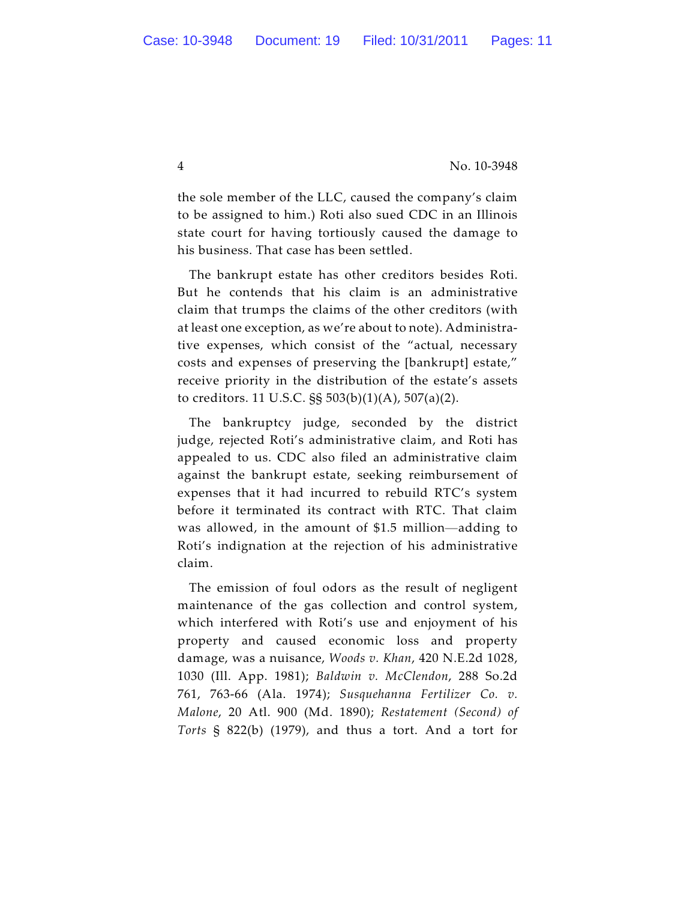the sole member of the LLC, caused the company's claim to be assigned to him.) Roti also sued CDC in an Illinois state court for having tortiously caused the damage to his business. That case has been settled.

The bankrupt estate has other creditors besides Roti. But he contends that his claim is an administrative claim that trumps the claims of the other creditors (with at least one exception, as we're about to note). Administrative expenses, which consist of the "actual, necessary costs and expenses of preserving the [bankrupt] estate," receive priority in the distribution of the estate's assets to creditors. 11 U.S.C. §§ 503(b)(1)(A), 507(a)(2).

The bankruptcy judge, seconded by the district judge, rejected Roti's administrative claim, and Roti has appealed to us. CDC also filed an administrative claim against the bankrupt estate, seeking reimbursement of expenses that it had incurred to rebuild RTC's system before it terminated its contract with RTC. That claim was allowed, in the amount of $1.5 million—adding to Roti's indignation at the rejection of his administrative claim.

The emission of foul odors as the result of negligent maintenance of the gas collection and control system, which interfered with Roti's use and enjoyment of his property and caused economic loss and property damage, was a nuisance, *Woods v. Khan*, 420 N.E.2d 1028, 1030 (Ill. App. 1981); *Baldwin v. McClendon*, 288 So.2d 761, 763-66 (Ala. 1974); *Susquehanna Fertilizer Co. v. Malone*, 20 Atl. 900 (Md. 1890); *Restatement (Second) of Torts* § 822(b) (1979), and thus a tort. And a tort for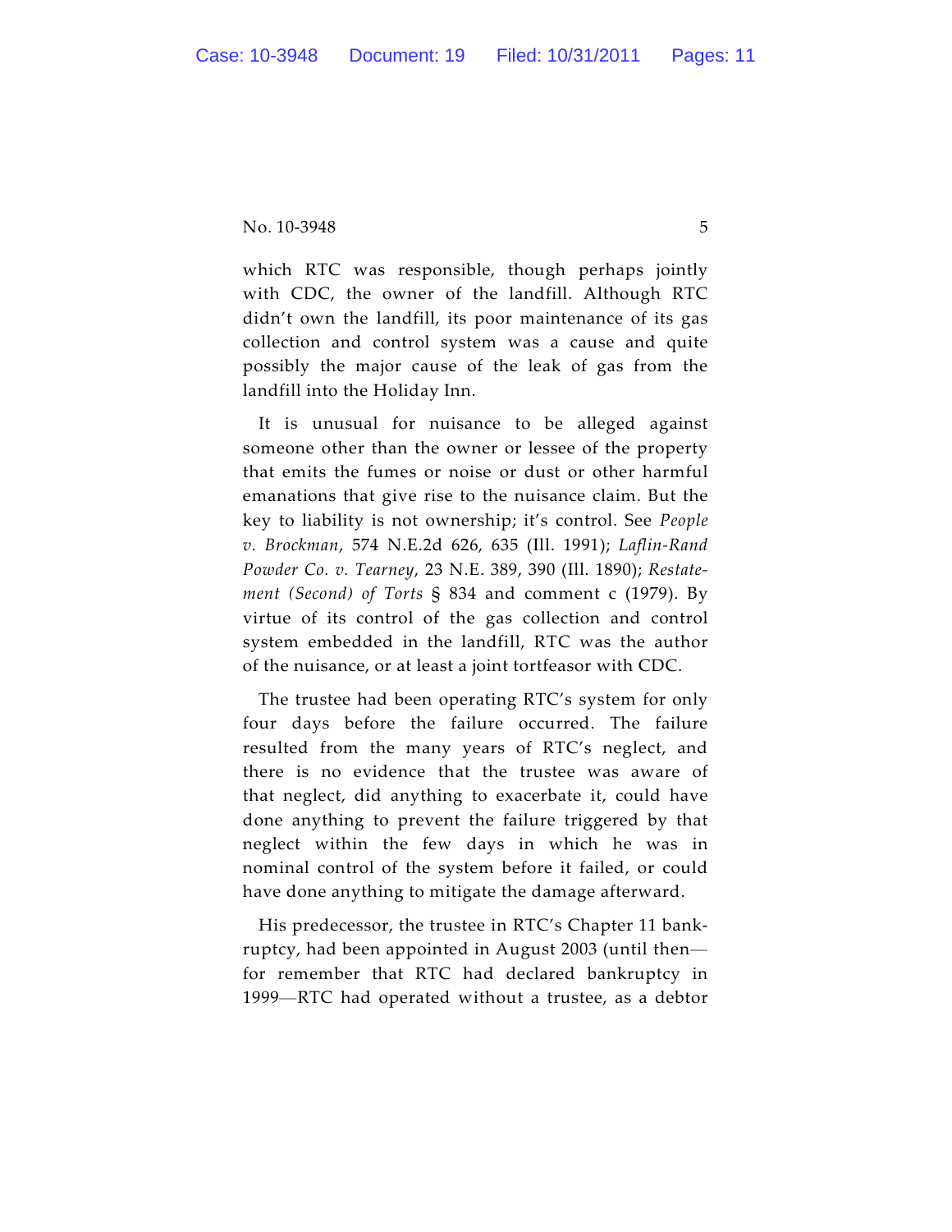which RTC was responsible, though perhaps jointly with CDC, the owner of the landfill. Although RTC didn't own the landfill, its poor maintenance of its gas collection and control system was a cause and quite possibly the major cause of the leak of gas from the landfill into the Holiday Inn.

It is unusual for nuisance to be alleged against someone other than the owner or lessee of the property that emits the fumes or noise or dust or other harmful emanations that give rise to the nuisance claim. But the key to liability is not ownership; it's control. See *People v. Brockman*, 574 N.E.2d 626, 635 (Ill. 1991); *Laflin-Rand Powder Co. v. Tearney*, 23 N.E. 389, 390 (Ill. 1890); *Restatement (Second) of Torts* § 834 and comment c (1979). By virtue of its control of the gas collection and control system embedded in the landfill, RTC was the author of the nuisance, or at least a joint tortfeasor with CDC.

The trustee had been operating RTC's system for only four days before the failure occurred. The failure resulted from the many years of RTC's neglect, and there is no evidence that the trustee was aware of that neglect, did anything to exacerbate it, could have done anything to prevent the failure triggered by that neglect within the few days in which he was in nominal control of the system before it failed, or could have done anything to mitigate the damage afterward.

His predecessor, the trustee in RTC's Chapter 11 bankruptcy, had been appointed in August 2003 (until then—for remember that RTC had declared bankruptcy in 1999—RTC had operated without a trustee, as a debtor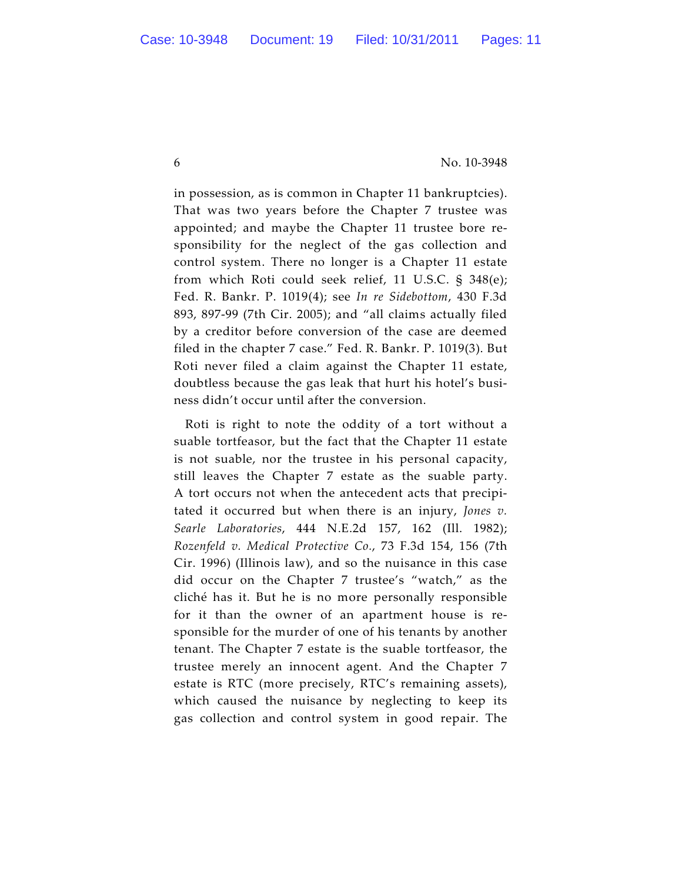in possession, as is common in Chapter 11 bankruptcies). That was two years before the Chapter 7 trustee was appointed; and maybe the Chapter 11 trustee bore responsibility for the neglect of the gas collection and control system. There no longer is a Chapter 11 estate from which Roti could seek relief, 11 U.S.C. § 348(e); Fed. R. Bankr. P. 1019(4); see *In re Sidebottom*, 430 F.3d 893, 897-99 (7th Cir. 2005); and "all claims actually filed by a creditor before conversion of the case are deemed filed in the chapter 7 case." Fed. R. Bankr. P. 1019(3). But Roti never filed a claim against the Chapter 11 estate, doubtless because the gas leak that hurt his hotel's business didn't occur until after the conversion.

Roti is right to note the oddity of a tort without a suable tortfeasor, but the fact that the Chapter 11 estate is not suable, nor the trustee in his personal capacity, still leaves the Chapter 7 estate as the suable party. A tort occurs not when the antecedent acts that precipitated it occurred but when there is an injury, *Jones v. Searle Laboratories*, 444 N.E.2d 157, 162 (Ill. 1982); *Rozenfeld v. Medical Protective Co.*, 73 F.3d 154, 156 (7th Cir. 1996) (Illinois law), and so the nuisance in this case did occur on the Chapter 7 trustee's "watch," as the cliché has it. But he is no more personally responsible for it than the owner of an apartment house is responsible for the murder of one of his tenants by another tenant. The Chapter 7 estate is the suable tortfeasor, the trustee merely an innocent agent. And the Chapter 7 estate is RTC (more precisely, RTC's remaining assets), which caused the nuisance by neglecting to keep its gas collection and control system in good repair. The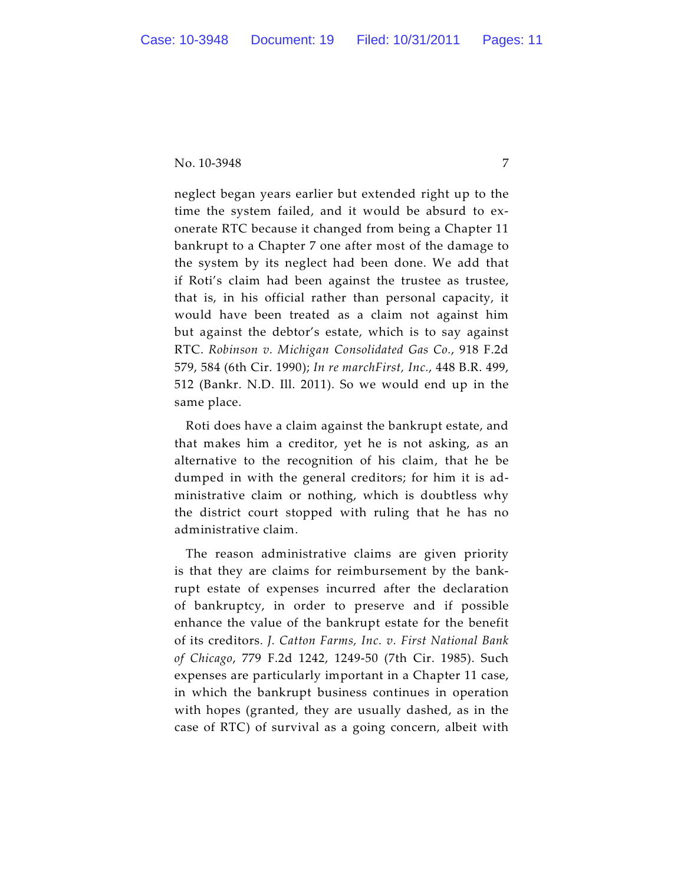neglect began years earlier but extended right up to the time the system failed, and it would be absurd to exonerate RTC because it changed from being a Chapter 11 bankrupt to a Chapter 7 one after most of the damage to the system by its neglect had been done. We add that if Roti's claim had been against the trustee as trustee, that is, in his official rather than personal capacity, it would have been treated as a claim not against him but against the debtor's estate, which is to say against RTC. *Robinson v. Michigan Consolidated Gas Co.*, 918 F.2d 579, 584 (6th Cir. 1990); *In re marchFirst, Inc.*, 448 B.R. 499, 512 (Bankr. N.D. Ill. 2011). So we would end up in the same place.

Roti does have a claim against the bankrupt estate, and that makes him a creditor, yet he is not asking, as an alternative to the recognition of his claim, that he be dumped in with the general creditors; for him it is administrative claim or nothing, which is doubtless why the district court stopped with ruling that he has no administrative claim.

The reason administrative claims are given priority is that they are claims for reimbursement by the bankrupt estate of expenses incurred after the declaration of bankruptcy, in order to preserve and if possible enhance the value of the bankrupt estate for the benefit of its creditors. *J. Catton Farms, Inc. v. First National Bank of Chicago*, 779 F.2d 1242, 1249-50 (7th Cir. 1985). Such expenses are particularly important in a Chapter 11 case, in which the bankrupt business continues in operation with hopes (granted, they are usually dashed, as in the case of RTC) of survival as a going concern, albeit with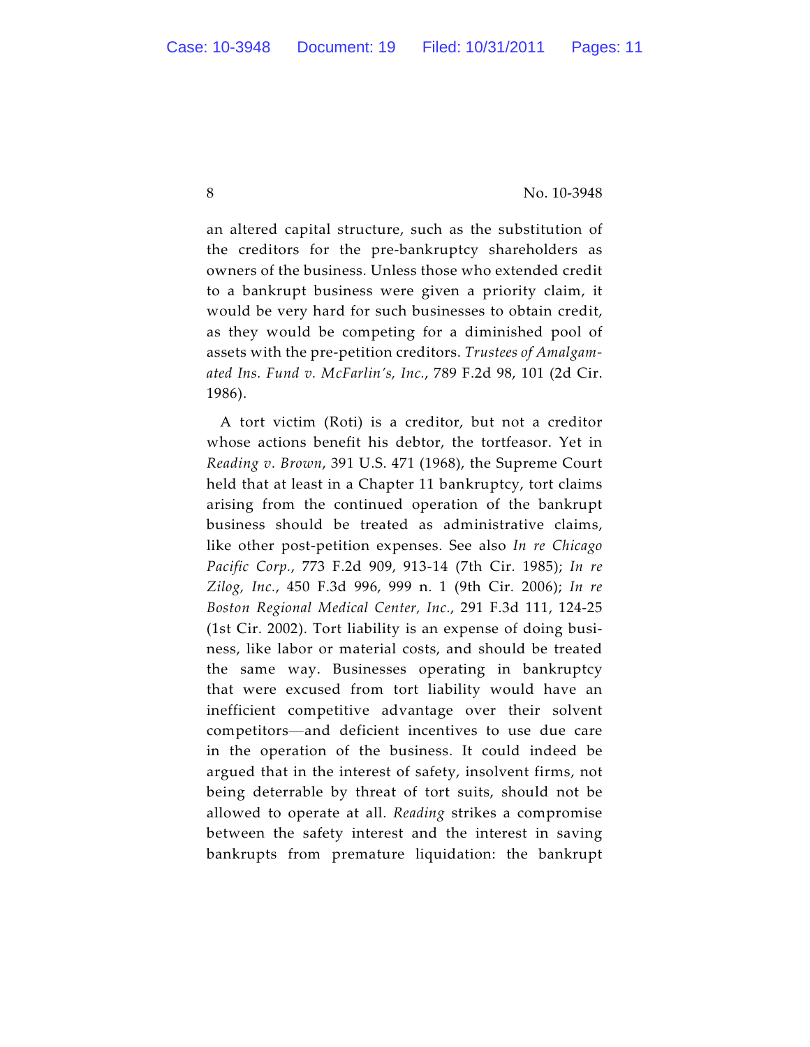an altered capital structure, such as the substitution of the creditors for the pre-bankruptcy shareholders as owners of the business. Unless those who extended credit to a bankrupt business were given a priority claim, it would be very hard for such businesses to obtain credit, as they would be competing for a diminished pool of assets with the pre-petition creditors. *Trustees of Amalgamated Ins. Fund v. McFarlin's, Inc.*, 789 F.2d 98, 101 (2d Cir. 1986).

A tort victim (Roti) is a creditor, but not a creditor whose actions benefit his debtor, the tortfeasor. Yet in *Reading v. Brown*, 391 U.S. 471 (1968), the Supreme Court held that at least in a Chapter 11 bankruptcy, tort claims arising from the continued operation of the bankrupt business should be treated as administrative claims, like other post-petition expenses. See also *In re Chicago Pacific Corp.*, 773 F.2d 909, 913-14 (7th Cir. 1985); *In re Zilog, Inc.*, 450 F.3d 996, 999 n. 1 (9th Cir. 2006); *In re Boston Regional Medical Center, Inc.*, 291 F.3d 111, 124-25 (1st Cir. 2002). Tort liability is an expense of doing business, like labor or material costs, and should be treated the same way. Businesses operating in bankruptcy that were excused from tort liability would have an inefficient competitive advantage over their solvent competitors—and deficient incentives to use due care in the operation of the business. It could indeed be argued that in the interest of safety, insolvent firms, not being deterrable by threat of tort suits, should not be allowed to operate at all. *Reading* strikes a compromise between the safety interest and the interest in saving bankrupts from premature liquidation: the bankrupt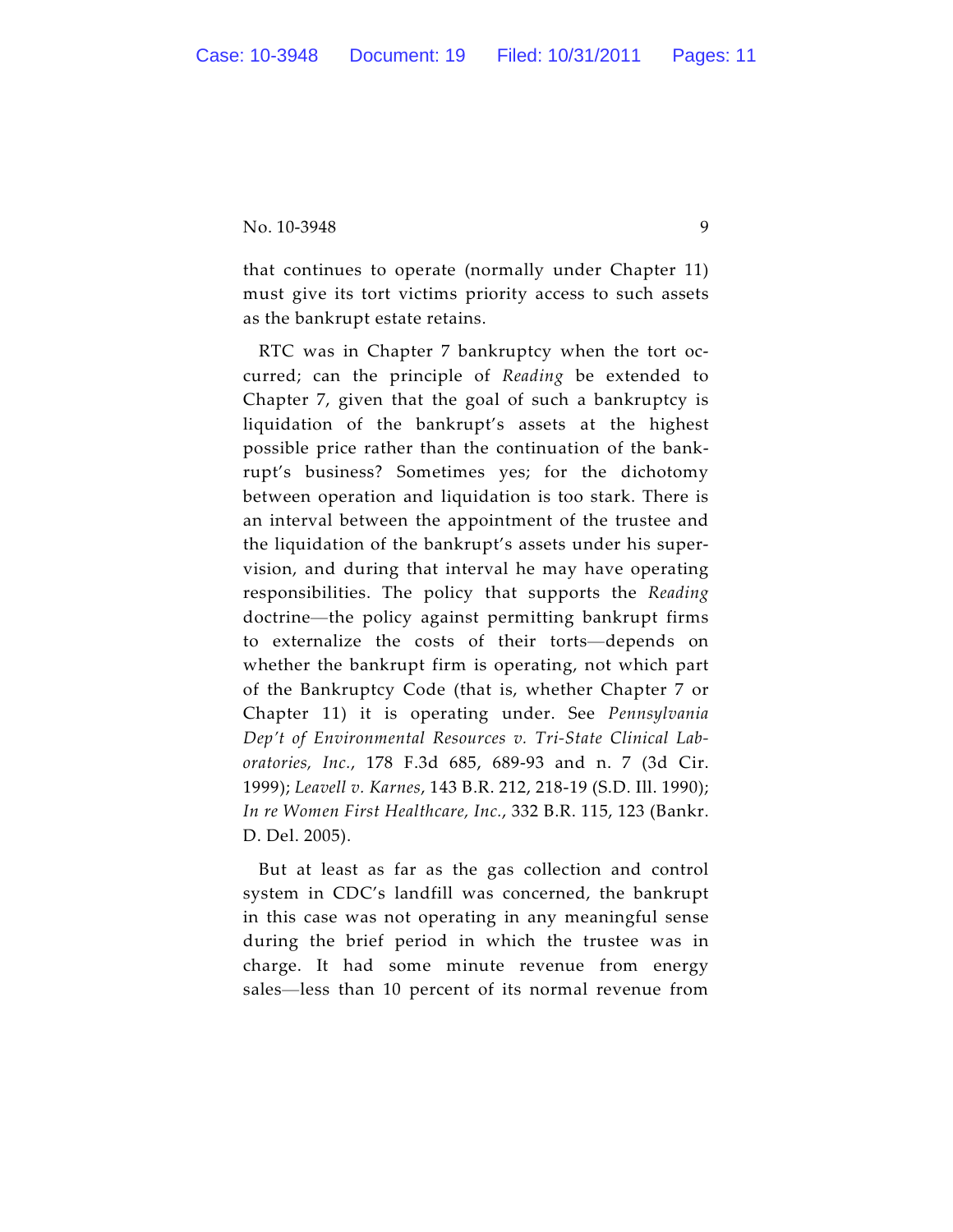that continues to operate (normally under Chapter 11) must give its tort victims priority access to such assets as the bankrupt estate retains.

RTC was in Chapter 7 bankruptcy when the tort occurred; can the principle of *Reading* be extended to Chapter 7, given that the goal of such a bankruptcy is liquidation of the bankrupt's assets at the highest possible price rather than the continuation of the bankrupt's business? Sometimes yes; for the dichotomy between operation and liquidation is too stark. There is an interval between the appointment of the trustee and the liquidation of the bankrupt's assets under his supervision, and during that interval he may have operating responsibilities. The policy that supports the *Reading* doctrine—the policy against permitting bankrupt firms to externalize the costs of their torts—depends on whether the bankrupt firm is operating, not which part of the Bankruptcy Code (that is, whether Chapter 7 or Chapter 11) it is operating under. See *Pennsylvania Dep't of Environmental Resources v. Tri-State Clinical Laboratories, Inc.*, 178 F.3d 685, 689-93 and n. 7 (3d Cir. 1999); *Leavell v. Karnes*, 143 B.R. 212, 218-19 (S.D. Ill. 1990); *In re Women First Healthcare, Inc.*, 332 B.R. 115, 123 (Bankr. D. Del. 2005).

But at least as far as the gas collection and control system in CDC's landfill was concerned, the bankrupt in this case was not operating in any meaningful sense during the brief period in which the trustee was in charge. It had some minute revenue from energy sales—less than 10 percent of its normal revenue from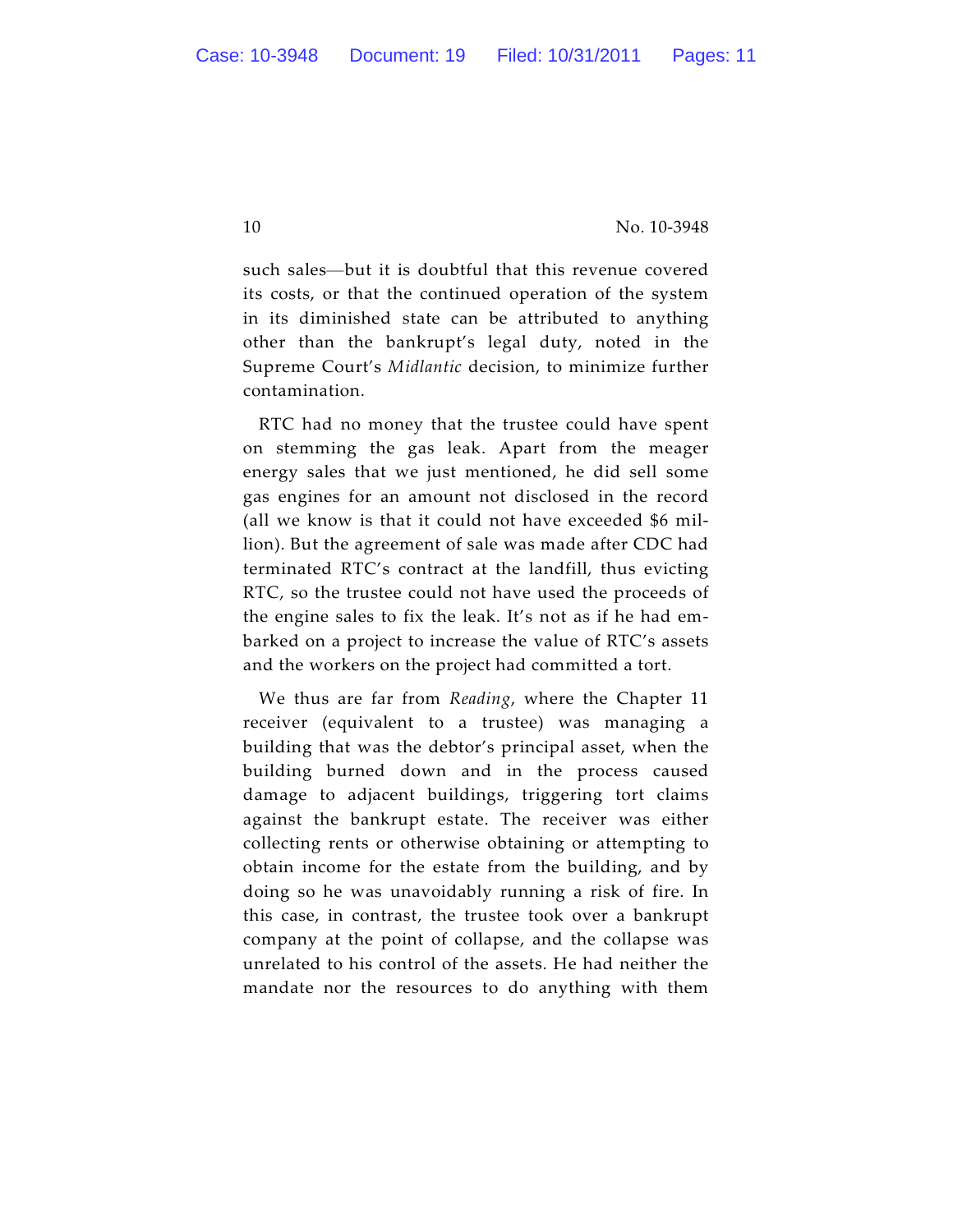such sales—but it is doubtful that this revenue covered its costs, or that the continued operation of the system in its diminished state can be attributed to anything other than the bankrupt's legal duty, noted in the Supreme Court's *Midlantic* decision, to minimize further contamination.

RTC had no money that the trustee could have spent on stemming the gas leak. Apart from the meager energy sales that we just mentioned, he did sell some gas engines for an amount not disclosed in the record (all we know is that it could not have exceeded \$6 million). But the agreement of sale was made after CDC had terminated RTC's contract at the landfill, thus evicting RTC, so the trustee could not have used the proceeds of the engine sales to fix the leak. It's not as if he had embarked on a project to increase the value of RTC's assets and the workers on the project had committed a tort.

We thus are far from *Reading*, where the Chapter 11 receiver (equivalent to a trustee) was managing a building that was the debtor's principal asset, when the building burned down and in the process caused damage to adjacent buildings, triggering tort claims against the bankrupt estate. The receiver was either collecting rents or otherwise obtaining or attempting to obtain income for the estate from the building, and by doing so he was unavoidably running a risk of fire. In this case, in contrast, the trustee took over a bankrupt company at the point of collapse, and the collapse was unrelated to his control of the assets. He had neither the mandate nor the resources to do anything with them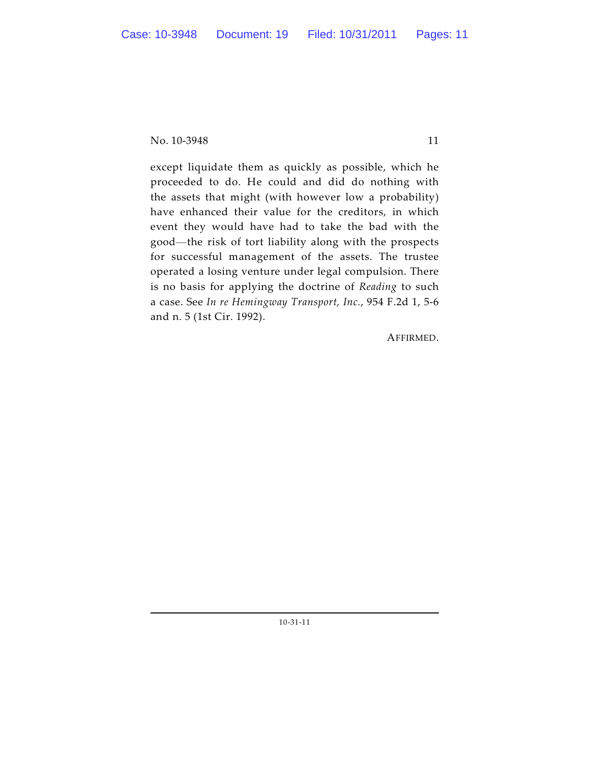except liquidate them as quickly as possible, which he proceeded to do. He could and did do nothing with the assets that might (with however low a probability) have enhanced their value for the creditors, in which event they would have had to take the bad with the good—the risk of tort liability along with the prospects for successful management of the assets. The trustee operated a losing venture under legal compulsion. There is no basis for applying the doctrine of *Reading* to such a case. See *In re Hemingway Transport, Inc.*, 954 F.2d 1, 5-6 and n. 5 (1st Cir. 1992).

AFFIRMED.

10-31-11